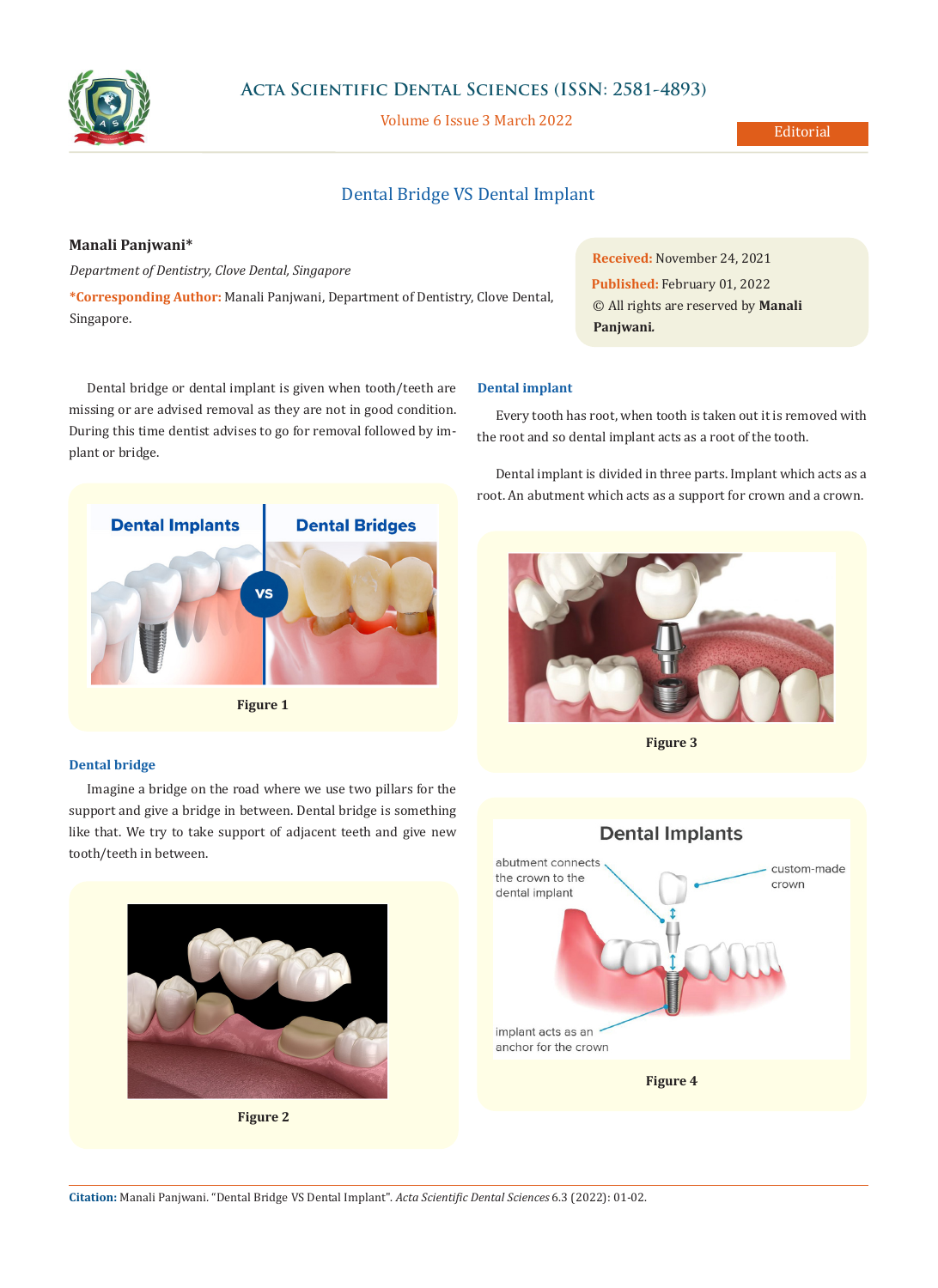Editorial

# Dental Bridge VS Dental Implant

**Manali Panjwani***

*Department of Dentistry, Clove Dental, Singapore*

***Corresponding Author:** Manali Panjwani, Department of Dentistry, Clove Dental, Singapore.

**Received:** November 24, 2021

**Published:** February 01, 2022

© All rights are reserved by **Manali Panjwani.**

Dental bridge or dental implant is given when tooth/teeth are missing or are advised removal as they are not in good condition. During this time dentist advises to go for removal followed by implant or bridge.

**Figure 1**

## Dental bridge

Imagine a bridge on the road where we use two pillars for the support and give a bridge in between. Dental bridge is something like that. We try to take support of adjacent teeth and give new tooth/teeth in between.

**Figure 2**

## Dental implant

Every tooth has root, when tooth is taken out it is removed with the root and so dental implant acts as a root of the tooth.

Dental implant is divided in three parts. Implant which acts as a root. An abutment which acts as a support for crown and a crown.

**Figure 3**

**Figure 4**

**Citation:** Manali Panjwani. "Dental Bridge VS Dental Implant". *Acta Scientific Dental Sciences* 6.3 (2022): 01-02.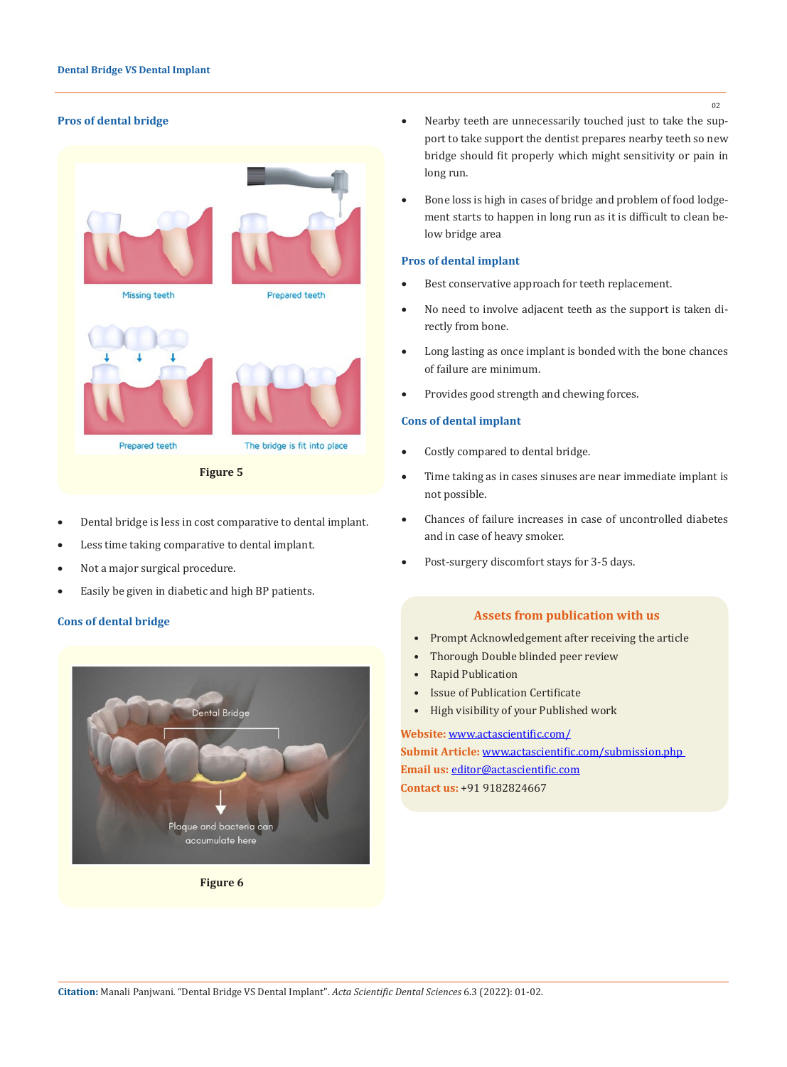### Pros of dental bridge

Missing teeth

Prepared teeth

Prepared teeth

The bridge is fit into place

Figure 5

- Dental bridge is less in cost comparative to dental implant.
- Less time taking comparative to dental implant.
- Not a major surgical procedure.
- Easily be given in diabetic and high BP patients.

### Cons of dental bridge

Dental Bridge

Plaque and bacteria can accumulate here

Figure 6

- Nearby teeth are unnecessarily touched just to take the support to take support the dentist prepares nearby teeth so new bridge should fit properly which might sensitivity or pain in long run.
- Bone loss is high in cases of bridge and problem of food lodgement starts to happen in long run as it is difficult to clean below bridge area

### Pros of dental implant

- Best conservative approach for teeth replacement.
- No need to involve adjacent teeth as the support is taken directly from bone.
- Long lasting as once implant is bonded with the bone chances of failure are minimum.
- Provides good strength and chewing forces.

### Cons of dental implant

- Costly compared to dental bridge.
- Time taking as in cases sinuses are near immediate implant is not possible.
- Chances of failure increases in case of uncontrolled diabetes and in case of heavy smoker.
- Post-surgery discomfort stays for 3-5 days.

**Assets from publication with us**

- Prompt Acknowledgement after receiving the article
- Thorough Double blinded peer review
- Rapid Publication
- Issue of Publication Certificate
- High visibility of your Published work

**Website:** www.actascientific.com/
**Submit Article:** www.actascientific.com/submission.php
**Email us:** editor@actascientific.com
**Contact us:** +91 9182824667